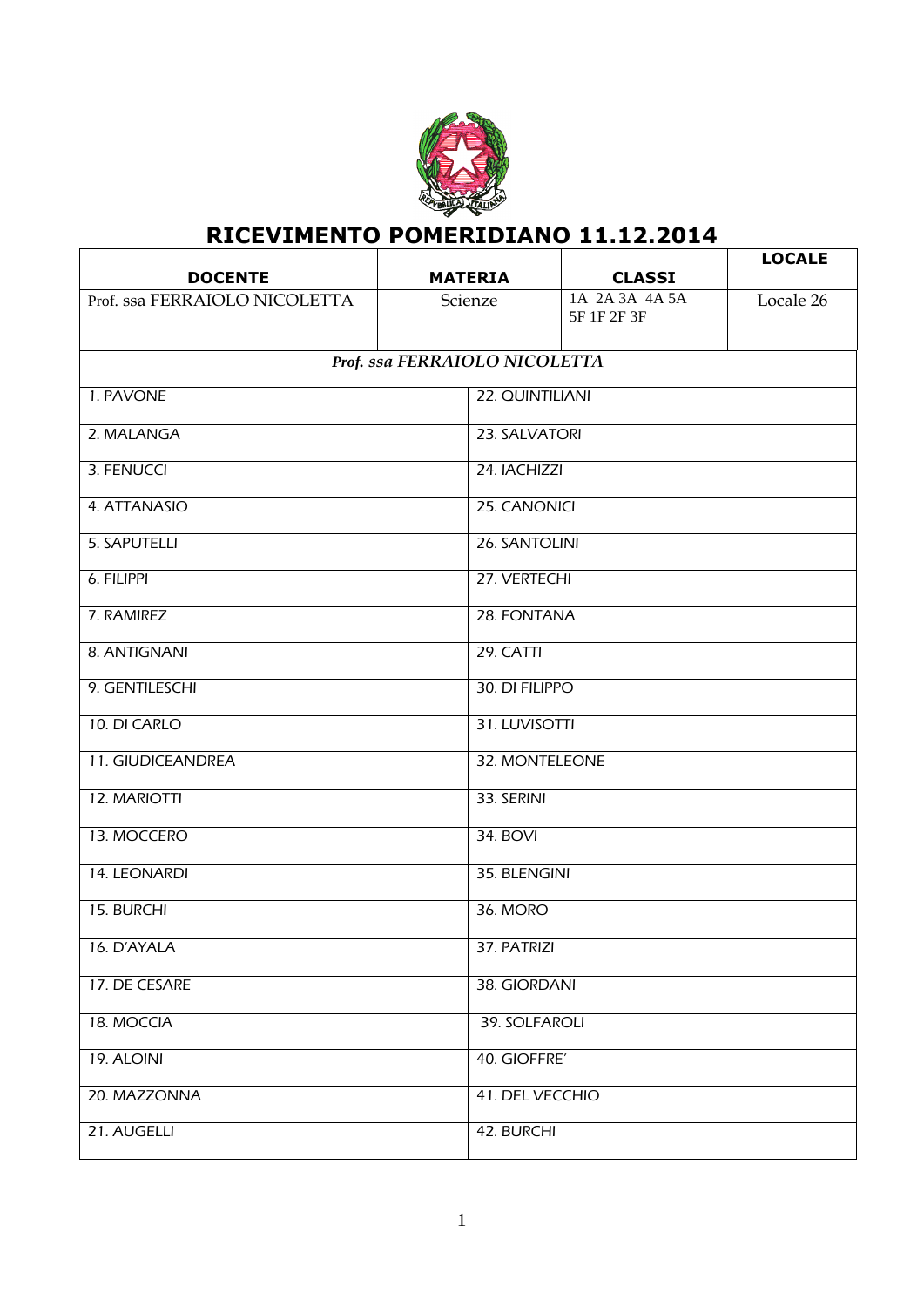# RICEVIMENTO POMERIDIANO 11.12.2014

| DOCENTE | MATERIA | CLASSI | LOCALE |
|---|---|---|---|
| Prof. ssa FERRAIOLO NICOLETTA | Scienze | 1A 2A 3A 4A 5A 5F 1F 2F 3F | Locale 26 |

***Prof. ssa FERRAIOLO NICOLETTA***

| | |
|---|---|
| 1. PAVONE | 22. QUINTILIANI |
| 2. MALANGA | 23. SALVATORI |
| 3. FENUCCI | 24. IACHIZZI |
| 4. ATTANASIO | 25. CANONICI |
| 5. SAPUTELLI | 26. SANTOLINI |
| 6. FILIPPI | 27. VERTECHI |
| 7. RAMIREZ | 28. FONTANA |
| 8. ANTIGNANI | 29. CATTI |
| 9. GENTILESCHI | 30. DI FILIPPO |
| 10. DI CARLO | 31. LUVISOTTI |
| 11. GIUDICEANDREA | 32. MONTELEONE |
| 12. MARIOTTI | 33. SERINI |
| 13. MOCCERO | 34. BOVI |
| 14. LEONARDI | 35. BLENGINI |
| 15. BURCHI | 36. MORO |
| 16. D'AYALA | 37. PATRIZI |
| 17. DE CESARE | 38. GIORDANI |
| 18. MOCCIA | 39. SOLFAROLI |
| 19. ALOINI | 40. GIOFFRE' |
| 20. MAZZONNA | 41. DEL VECCHIO |
| 21. AUGELLI | 42. BURCHI |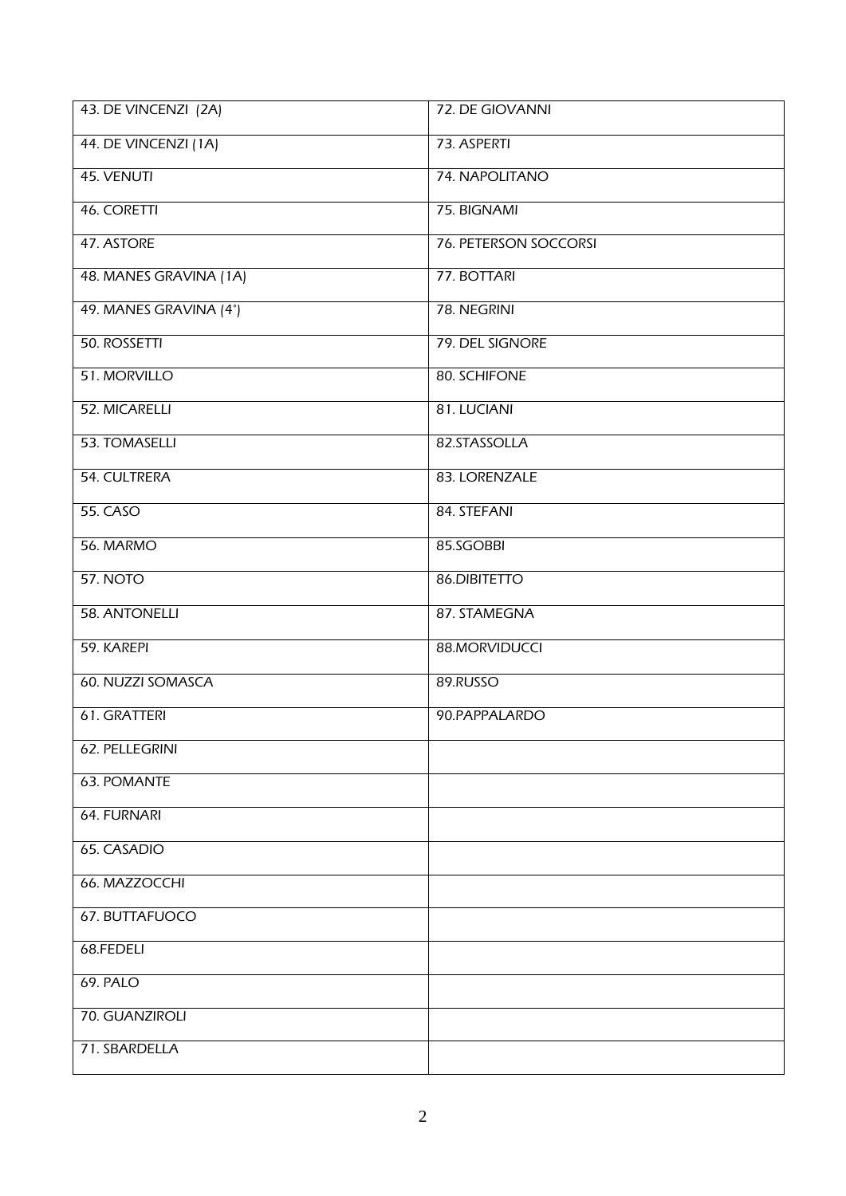| | |
|---|---|
| 43. DE VINCENZI (2A) | 72. DE GIOVANNI |
| 44. DE VINCENZI (1A) | 73. ASPERTI |
| 45. VENUTI | 74. NAPOLITANO |
| 46. CORETTI | 75. BIGNAMI |
| 47. ASTORE | 76. PETERSON SOCCORSI |
| 48. MANES GRAVINA (1A) | 77. BOTTARI |
| 49. MANES GRAVINA (4°) | 78. NEGRINI |
| 50. ROSSETTI | 79. DEL SIGNORE |
| 51. MORVILLO | 80. SCHIFONE |
| 52. MICARELLI | 81. LUCIANI |
| 53. TOMASELLI | 82.STASSOLLA |
| 54. CULTRERA | 83. LORENZALE |
| 55. CASO | 84. STEFANI |
| 56. MARMO | 85.SGOBBI |
| 57. NOTO | 86.DIBITETTO |
| 58. ANTONELLI | 87. STAMEGNA |
| 59. KAREPI | 88.MORVIDUCCI |
| 60. NUZZI SOMASCA | 89.RUSSO |
| 61. GRATTERI | 90.PAPPALARDO |
| 62. PELLEGRINI | |
| 63. POMANTE | |
| 64. FURNARI | |
| 65. CASADIO | |
| 66. MAZZOCCHI | |
| 67. BUTTAFUOCO | |
| 68.FEDELI | |
| 69. PALO | |
| 70. GUANZIROLI | |
| 71. SBARDELLA | |